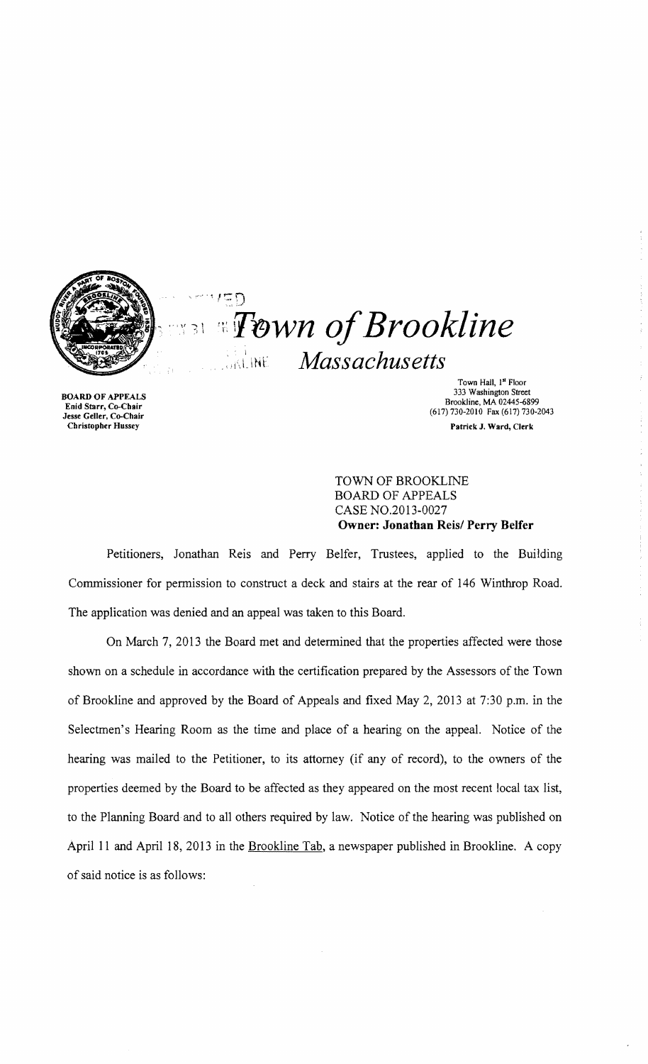# Town of Brookline

*Massachusetts*

BOARD OF APPEALS
Enid Starr, Co-Chair
Jesse Geller, Co-Chair
Christopher Hussey

Town Hall, 1st Floor
333 Washington Street
Brookline, MA 02445-6899
(617) 730-2010 Fax (617) 730-2043
Patrick J. Ward, Clerk

TOWN OF BROOKLINE
BOARD OF APPEALS
CASE NO.2013-0027
**Owner: Jonathan Reis/ Perry Belfer**

Petitioners, Jonathan Reis and Perry Belfer, Trustees, applied to the Building Commissioner for permission to construct a deck and stairs at the rear of 146 Winthrop Road. The application was denied and an appeal was taken to this Board.

On March 7, 2013 the Board met and determined that the properties affected were those shown on a schedule in accordance with the certification prepared by the Assessors of the Town of Brookline and approved by the Board of Appeals and fixed May 2, 2013 at 7:30 p.m. in the Selectmen's Hearing Room as the time and place of a hearing on the appeal. Notice of the hearing was mailed to the Petitioner, to its attorney (if any of record), to the owners of the properties deemed by the Board to be affected as they appeared on the most recent local tax list, to the Planning Board and to all others required by law. Notice of the hearing was published on April 11 and April 18, 2013 in the Brookline Tab, a newspaper published in Brookline. A copy of said notice is as follows: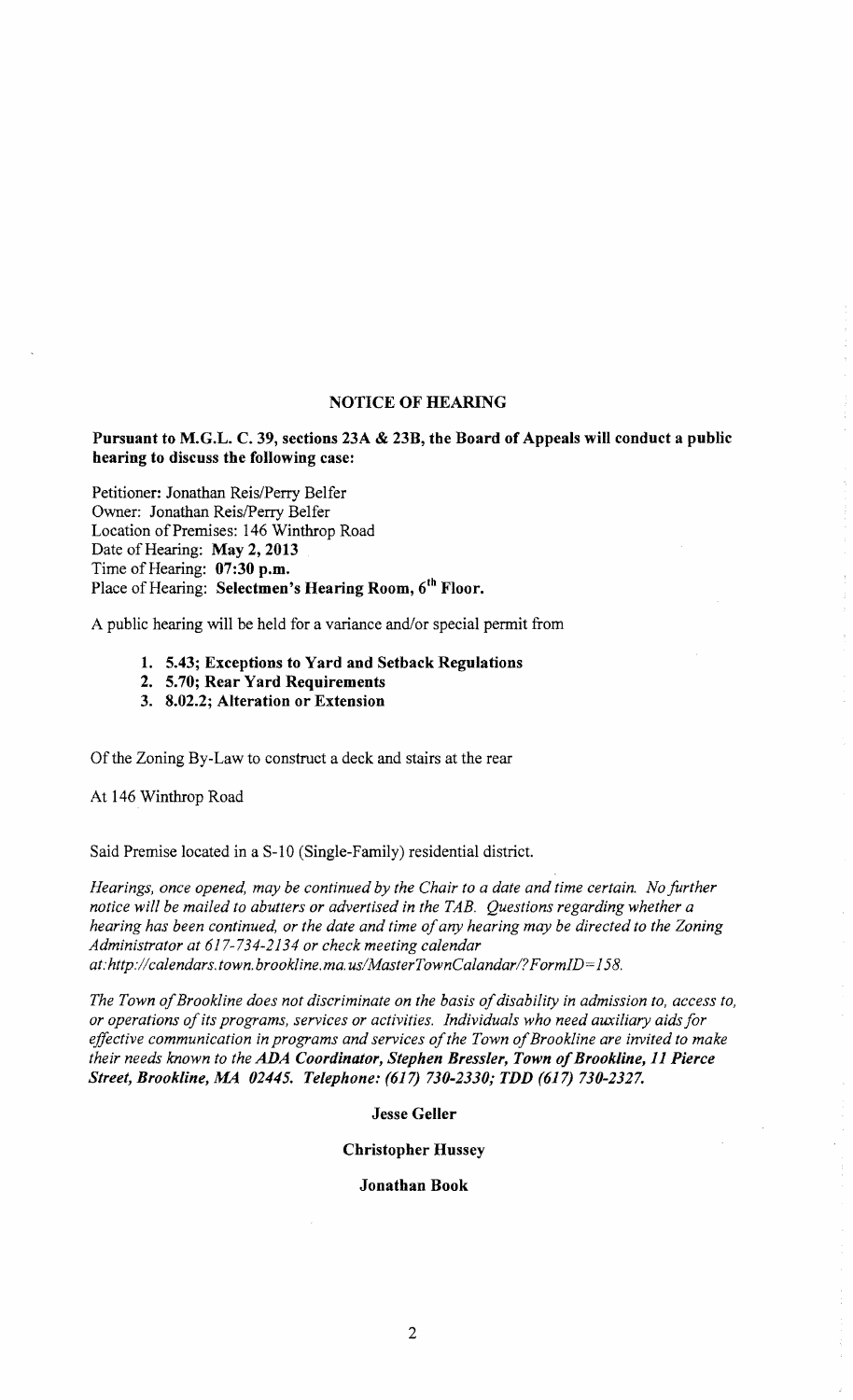## NOTICE OF HEARING

**Pursuant to M.G.L. C. 39, sections 23A & 23B, the Board of Appeals will conduct a public hearing to discuss the following case:**

Petitioner: Jonathan Reis/Perry Belfer
Owner: Jonathan Reis/Perry Belfer
Location of Premises: 146 Winthrop Road
Date of Hearing: **May 2, 2013**
Time of Hearing: **07:30 p.m.**
Place of Hearing: **Selectmen's Hearing Room, 6th Floor.**

A public hearing will be held for a variance and/or special permit from

1. **5.43; Exceptions to Yard and Setback Regulations**
2. **5.70; Rear Yard Requirements**
3. **8.02.2; Alteration or Extension**

Of the Zoning By-Law to construct a deck and stairs at the rear

At 146 Winthrop Road

Said Premise located in a S-10 (Single-Family) residential district.

*Hearings, once opened, may be continued by the Chair to a date and time certain. No further notice will be mailed to abutters or advertised in the TAB. Questions regarding whether a hearing has been continued, or the date and time of any hearing may be directed to the Zoning Administrator at 617-734-2134 or check meeting calendar at:http://calendars.town.brookline.ma.us/MasterTownCalandar/?FormID=158.*

*The Town of Brookline does not discriminate on the basis of disability in admission to, access to, or operations of its programs, services or activities. Individuals who need auxiliary aids for effective communication in programs and services of the Town of Brookline are invited to make their needs known to the **ADA Coordinator, Stephen Bressler, Town of Brookline, 11 Pierce Street, Brookline, MA 02445. Telephone: (617) 730-2330; TDD (617) 730-2327.***

**Jesse Geller**

**Christopher Hussey**

**Jonathan Book**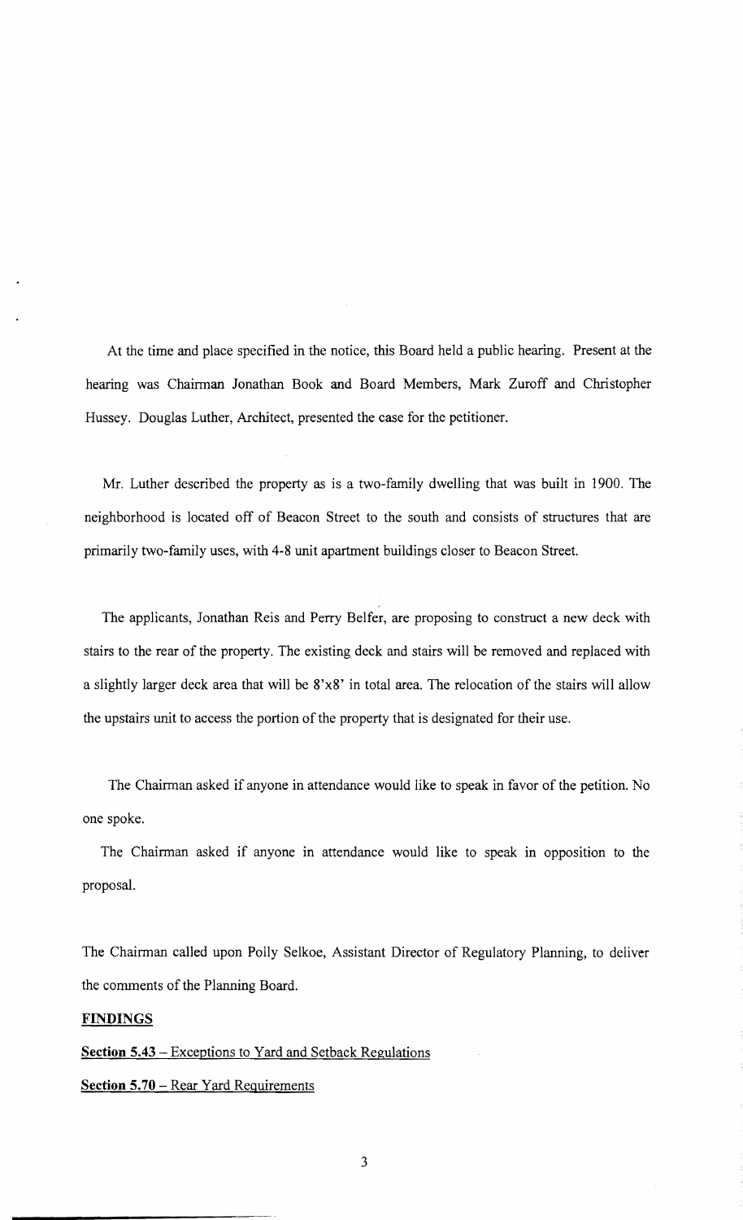At the time and place specified in the notice, this Board held a public hearing. Present at the hearing was Chairman Jonathan Book and Board Members, Mark Zuroff and Christopher Hussey. Douglas Luther, Architect, presented the case for the petitioner.

Mr. Luther described the property as is a two-family dwelling that was built in 1900. The neighborhood is located off of Beacon Street to the south and consists of structures that are primarily two-family uses, with 4-8 unit apartment buildings closer to Beacon Street.

The applicants, Jonathan Reis and Perry Belfer, are proposing to construct a new deck with stairs to the rear of the property. The existing deck and stairs will be removed and replaced with a slightly larger deck area that will be 8'x8' in total area. The relocation of the stairs will allow the upstairs unit to access the portion of the property that is designated for their use.

The Chairman asked if anyone in attendance would like to speak in favor of the petition. No one spoke.

The Chairman asked if anyone in attendance would like to speak in opposition to the proposal.

The Chairman called upon Polly Selkoe, Assistant Director of Regulatory Planning, to deliver the comments of the Planning Board.

**FINDINGS**

**Section 5.43** – Exceptions to Yard and Setback Regulations

**Section 5.70** – Rear Yard Requirements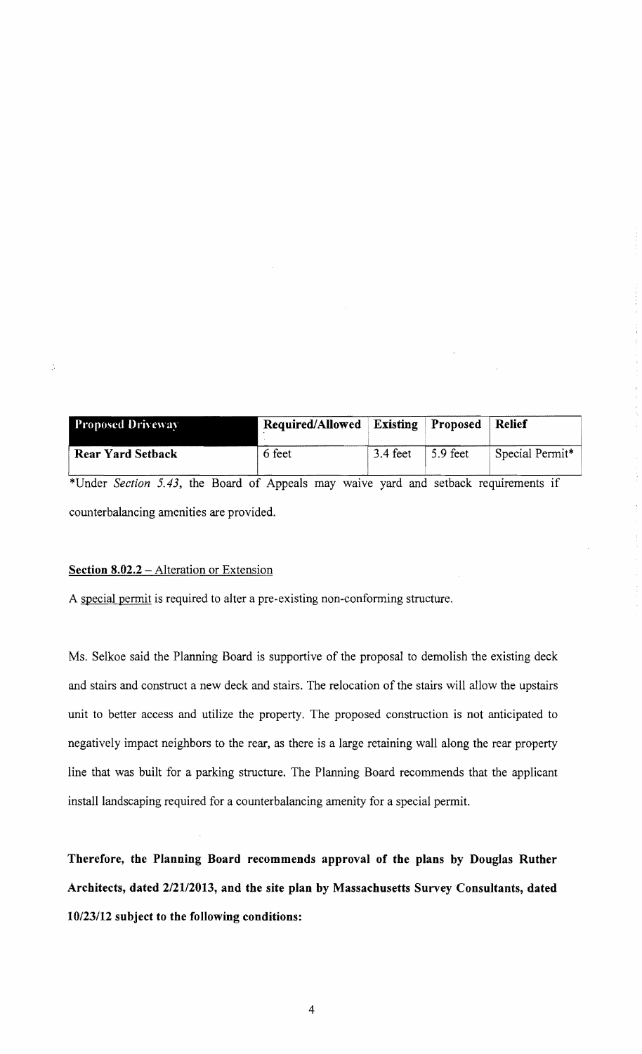| Proposed Driveway | Required/Allowed | Existing | Proposed | Relief |
|---|---|---|---|---|
| **Rear Yard Setback** | 6 feet | 3.4 feet | 5.9 feet | Special Permit* |

*Under *Section 5.43*, the Board of Appeals may waive yard and setback requirements if counterbalancing amenities are provided.

**Section 8.02.2** – Alteration or Extension

A special permit is required to alter a pre-existing non-conforming structure.

Ms. Selkoe said the Planning Board is supportive of the proposal to demolish the existing deck and stairs and construct a new deck and stairs. The relocation of the stairs will allow the upstairs unit to better access and utilize the property. The proposed construction is not anticipated to negatively impact neighbors to the rear, as there is a large retaining wall along the rear property line that was built for a parking structure. The Planning Board recommends that the applicant install landscaping required for a counterbalancing amenity for a special permit.

**Therefore, the Planning Board recommends approval of the plans by Douglas Ruther Architects, dated 2/21/2013, and the site plan by Massachusetts Survey Consultants, dated 10/23/12 subject to the following conditions:**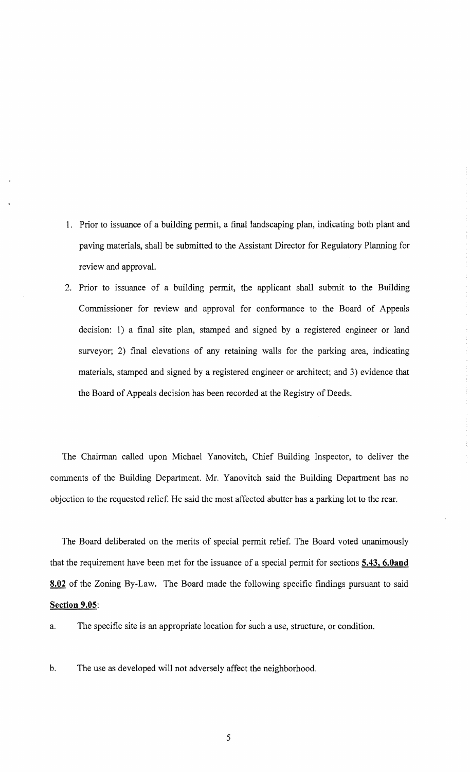1. Prior to issuance of a building permit, a final landscaping plan, indicating both plant and paving materials, shall be submitted to the Assistant Director for Regulatory Planning for review and approval.
2. Prior to issuance of a building permit, the applicant shall submit to the Building Commissioner for review and approval for conformance to the Board of Appeals decision: 1) a final site plan, stamped and signed by a registered engineer or land surveyor; 2) final elevations of any retaining walls for the parking area, indicating materials, stamped and signed by a registered engineer or architect; and 3) evidence that the Board of Appeals decision has been recorded at the Registry of Deeds.

The Chairman called upon Michael Yanovitch, Chief Building Inspector, to deliver the comments of the Building Department. Mr. Yanovitch said the Building Department has no objection to the requested relief. He said the most affected abutter has a parking lot to the rear.

The Board deliberated on the merits of special permit relief. The Board voted unanimously that the requirement have been met for the issuance of a special permit for sections **<u>5.43, 6.0and 8.02</u>** of the Zoning By-Law. The Board made the following specific findings pursuant to said **<u>Section 9.05</u>**:

a. The specific site is an appropriate location for such a use, structure, or condition.

b. The use as developed will not adversely affect the neighborhood.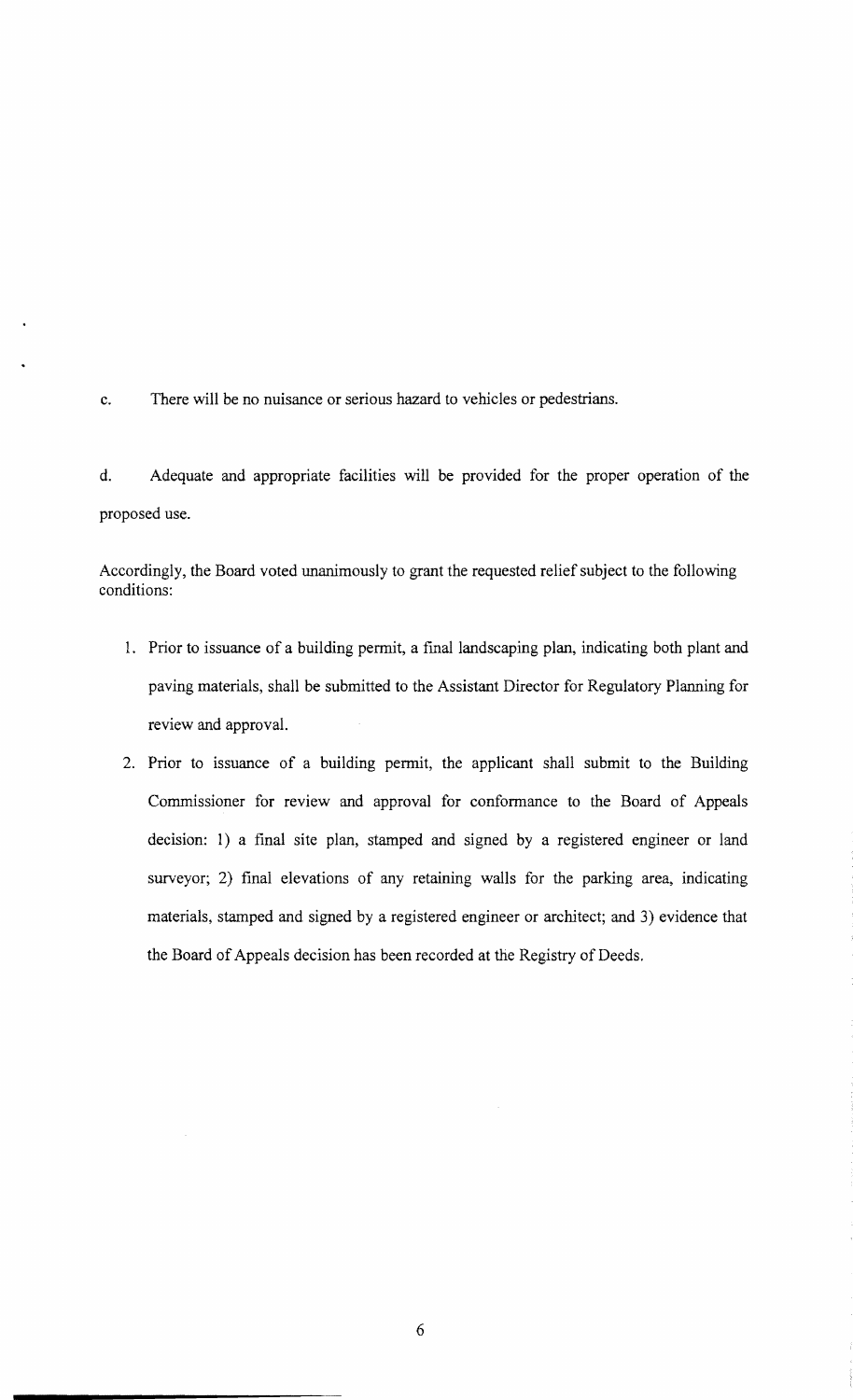c. There will be no nuisance or serious hazard to vehicles or pedestrians.

d. Adequate and appropriate facilities will be provided for the proper operation of the proposed use.

Accordingly, the Board voted unanimously to grant the requested relief subject to the following conditions:

1. Prior to issuance of a building permit, a final landscaping plan, indicating both plant and paving materials, shall be submitted to the Assistant Director for Regulatory Planning for review and approval.
2. Prior to issuance of a building permit, the applicant shall submit to the Building Commissioner for review and approval for conformance to the Board of Appeals decision: 1) a final site plan, stamped and signed by a registered engineer or land surveyor; 2) final elevations of any retaining walls for the parking area, indicating materials, stamped and signed by a registered engineer or architect; and 3) evidence that the Board of Appeals decision has been recorded at the Registry of Deeds.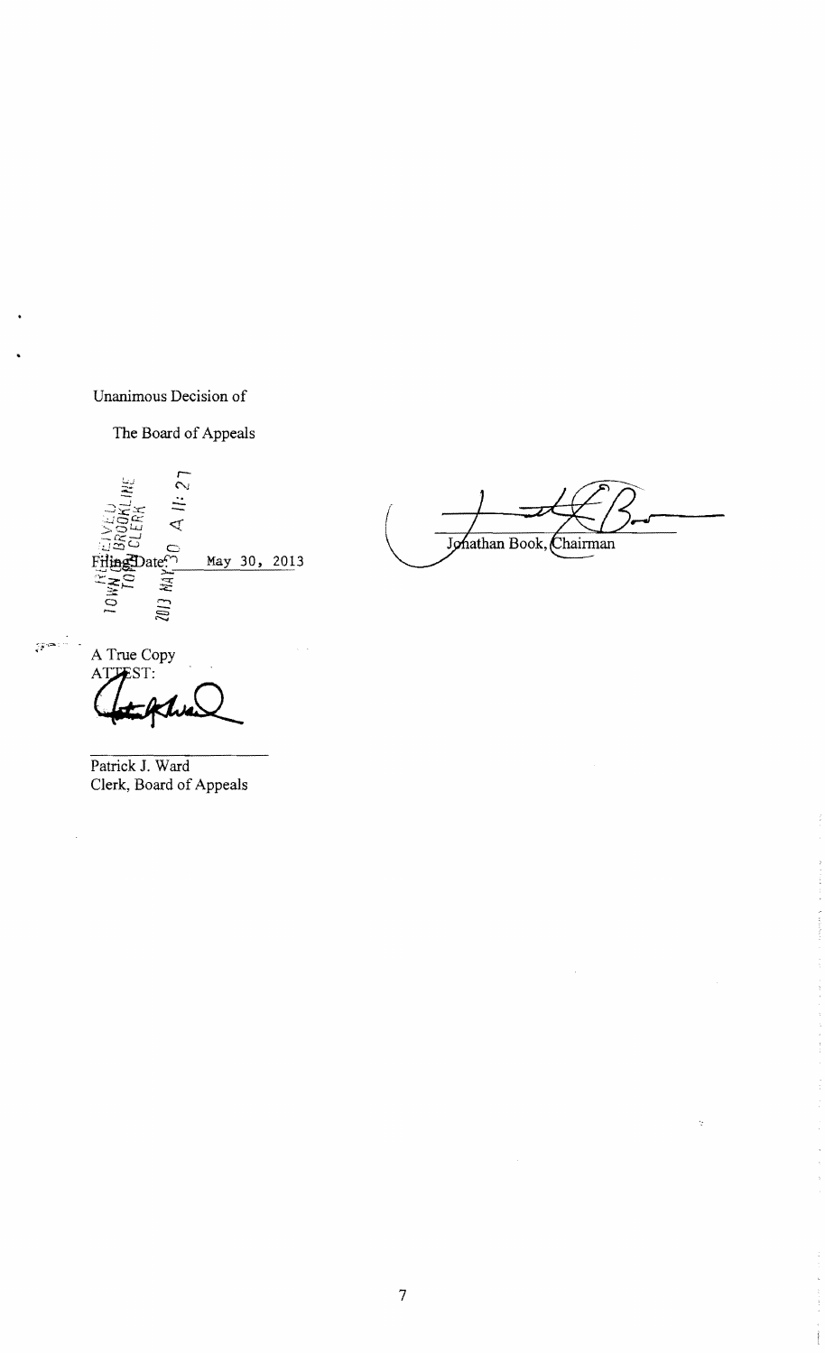Unanimous Decision of

The Board of Appeals

RECEIVED
TOWN OF BROOKLINE
TOWN CLERK
2013 MAY 30 A 11:27

Filing Date: May 30, 2013

Jonathan Book, Chairman

A True Copy
ATTEST:

Patrick J. Ward
Clerk, Board of Appeals